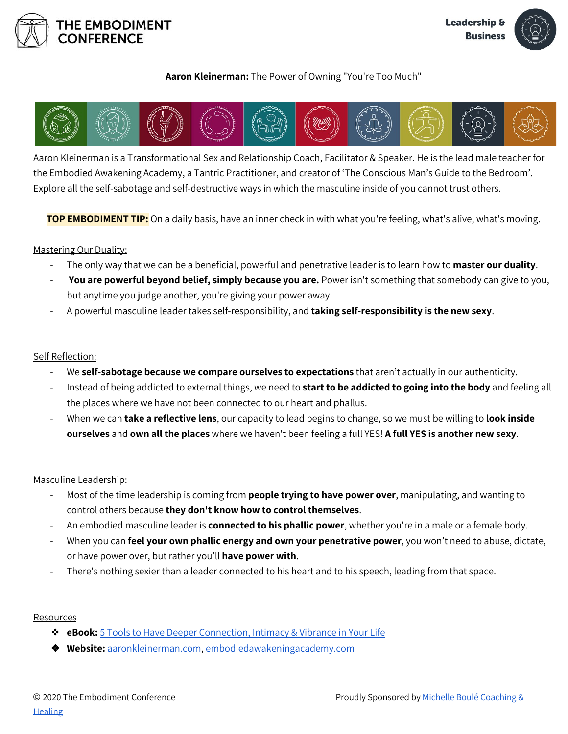# THE EMBODIMENT CONFERENCE

**Leadership & Business**

## **Aaron Kleinerman:** The Power of Owning "You're Too Much"

Aaron Kleinerman is a Transformational Sex and Relationship Coach, Facilitator & Speaker. He is the lead male teacher for the Embodied Awakening Academy, a Tantric Practitioner, and creator of 'The Conscious Man's Guide to the Bedroom'. Explore all the self-sabotage and self-destructive ways in which the masculine inside of you cannot trust others.

**TOP EMBODIMENT TIP:** On a daily basis, have an inner check in with what you're feeling, what's alive, what's moving.

### Mastering Our Duality:

- The only way that we can be a beneficial, powerful and penetrative leader is to learn how to **master our duality**.
- **You are powerful beyond belief, simply because you are.** Power isn't something that somebody can give to you, but anytime you judge another, you're giving your power away.
- A powerful masculine leader takes self-responsibility, and **taking self-responsibility is the new sexy**.

### Self Reflection:

- We **self-sabotage because we compare ourselves to expectations** that aren't actually in our authenticity.
- Instead of being addicted to external things, we need to **start to be addicted to going into the body** and feeling all the places where we have not been connected to our heart and phallus.
- When we can **take a reflective lens**, our capacity to lead begins to change, so we must be willing to **look inside ourselves** and **own all the places** where we haven't been feeling a full YES! **A full YES is another new sexy**.

### Masculine Leadership:

- Most of the time leadership is coming from **people trying to have power over**, manipulating, and wanting to control others because **they don't know how to control themselves**.
- An embodied masculine leader is **connected to his phallic power**, whether you're in a male or a female body.
- When you can **feel your own phallic energy and own your penetrative power**, you won't need to abuse, dictate, or have power over, but rather you'll **have power with**.
- There's nothing sexier than a leader connected to his heart and to his speech, leading from that space.

### Resources

- **eBook:** 5 Tools to Have Deeper Connection, Intimacy & Vibrance in Your Life
- **Website:** aaronkleinerman.com, embodiedawakeningacademy.com

© 2020 The Embodiment Conference

Proudly Sponsored by Michelle Boulé Coaching & Healing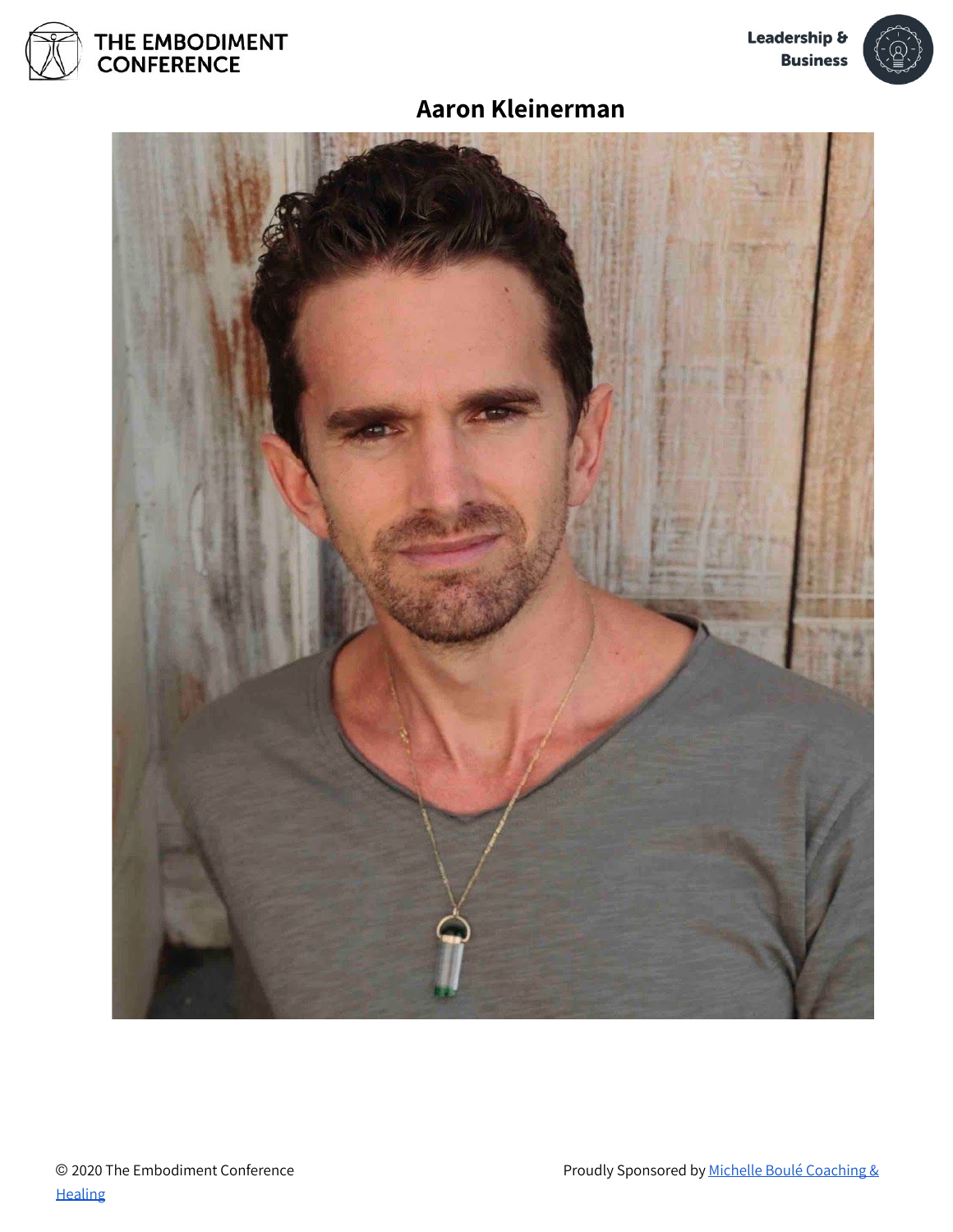# Aaron Kleinerman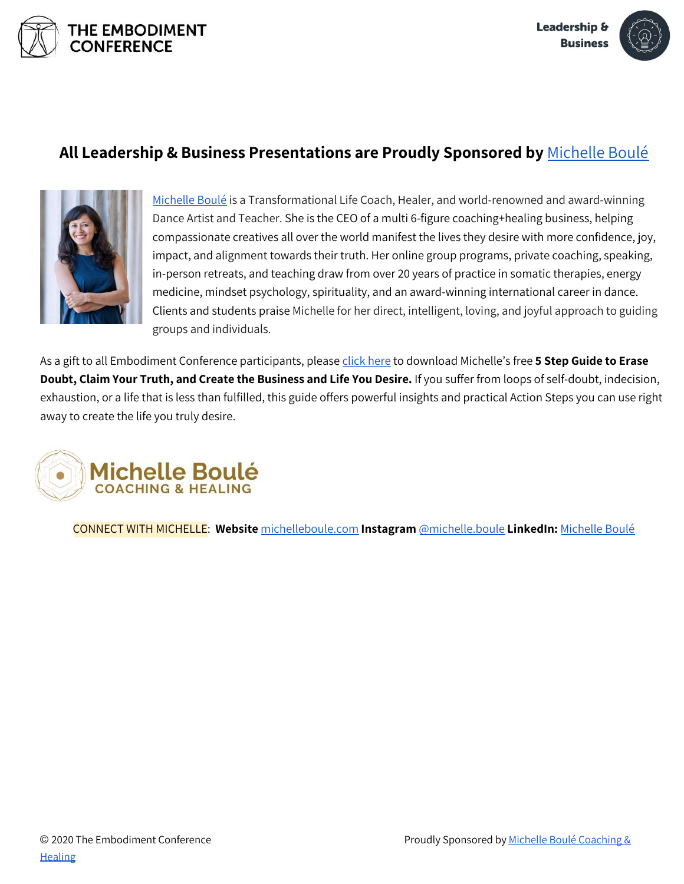## All Leadership & Business Presentations are Proudly Sponsored by Michelle Boulé

Michelle Boulé is a Transformational Life Coach, Healer, and world-renowned and award-winning Dance Artist and Teacher. She is the CEO of a multi 6-figure coaching+healing business, helping compassionate creatives all over the world manifest the lives they desire with more confidence, joy, impact, and alignment towards their truth. Her online group programs, private coaching, speaking, in-person retreats, and teaching draw from over 20 years of practice in somatic therapies, energy medicine, mindset psychology, spirituality, and an award-winning international career in dance. Clients and students praise Michelle for her direct, intelligent, loving, and joyful approach to guiding groups and individuals.

As a gift to all Embodiment Conference participants, please click here to download Michelle's free **5 Step Guide to Erase Doubt, Claim Your Truth, and Create the Business and Life You Desire.** If you suffer from loops of self-doubt, indecision, exhaustion, or a life that is less than fulfilled, this guide offers powerful insights and practical Action Steps you can use right away to create the life you truly desire.

Michelle Boulé
COACHING & HEALING

CONNECT WITH MICHELLE: **Website** michelleboule.com **Instagram** @michelle.boule **LinkedIn:** Michelle Boulé